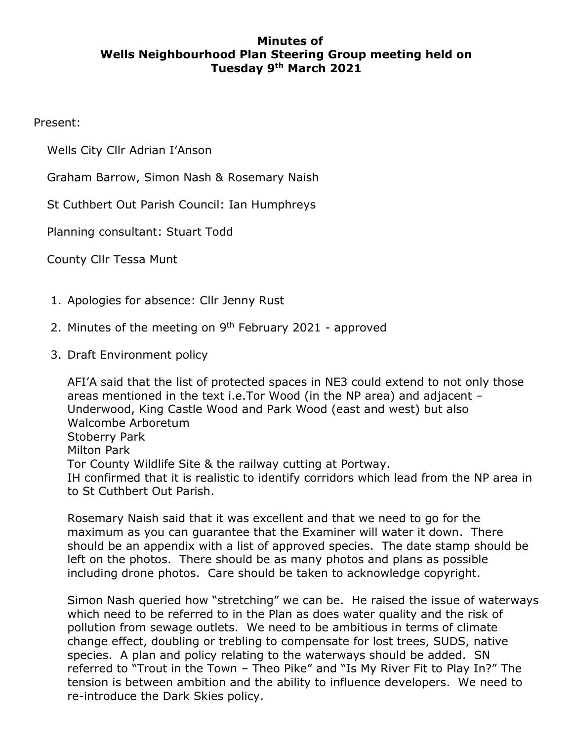# Minutes of Wells Neighbourhood Plan Steering Group meeting held on Tuesday 9th March 2021

Present:

Wells City Cllr Adrian I'Anson

Graham Barrow, Simon Nash & Rosemary Naish

St Cuthbert Out Parish Council: Ian Humphreys

Planning consultant: Stuart Todd

County Cllr Tessa Munt

1. Apologies for absence: Cllr Jenny Rust

2. Minutes of the meeting on 9th February 2021 - approved

3. Draft Environment policy

   AFI'A said that the list of protected spaces in NE3 could extend to not only those areas mentioned in the text i.e.Tor Wood (in the NP area) and adjacent – Underwood, King Castle Wood and Park Wood (east and west) but also
   Walcombe Arboretum
   Stoberry Park
   Milton Park
   Tor County Wildlife Site & the railway cutting at Portway.
   IH confirmed that it is realistic to identify corridors which lead from the NP area in to St Cuthbert Out Parish.

   Rosemary Naish said that it was excellent and that we need to go for the maximum as you can guarantee that the Examiner will water it down. There should be an appendix with a list of approved species. The date stamp should be left on the photos. There should be as many photos and plans as possible including drone photos. Care should be taken to acknowledge copyright.

   Simon Nash queried how "stretching" we can be. He raised the issue of waterways which need to be referred to in the Plan as does water quality and the risk of pollution from sewage outlets. We need to be ambitious in terms of climate change effect, doubling or trebling to compensate for lost trees, SUDS, native species. A plan and policy relating to the waterways should be added. SN referred to "Trout in the Town – Theo Pike" and "Is My River Fit to Play In?" The tension is between ambition and the ability to influence developers. We need to re-introduce the Dark Skies policy.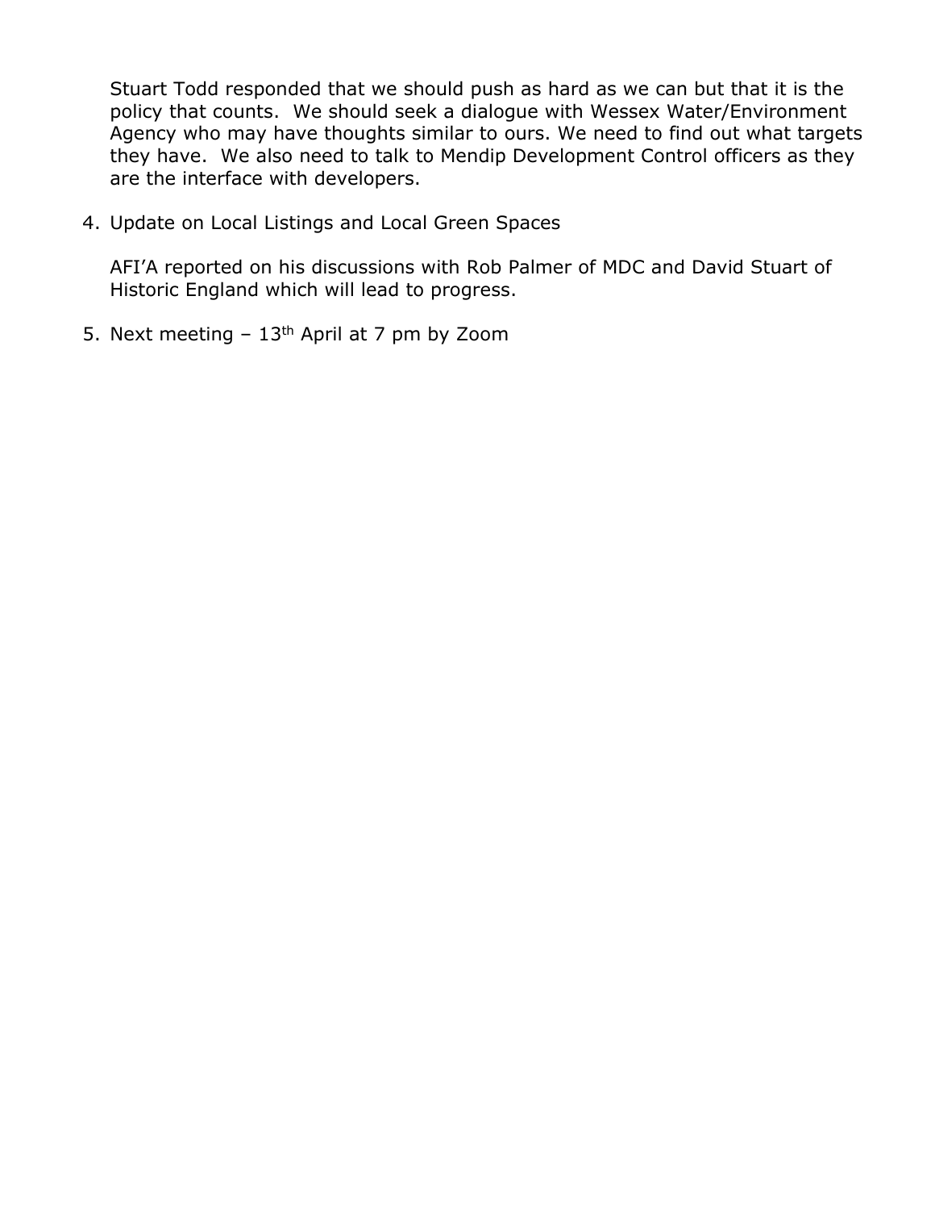Stuart Todd responded that we should push as hard as we can but that it is the policy that counts. We should seek a dialogue with Wessex Water/Environment Agency who may have thoughts similar to ours. We need to find out what targets they have. We also need to talk to Mendip Development Control officers as they are the interface with developers.

4. Update on Local Listings and Local Green Spaces

   AFI'A reported on his discussions with Rob Palmer of MDC and David Stuart of Historic England which will lead to progress.

5. Next meeting – 13th April at 7 pm by Zoom